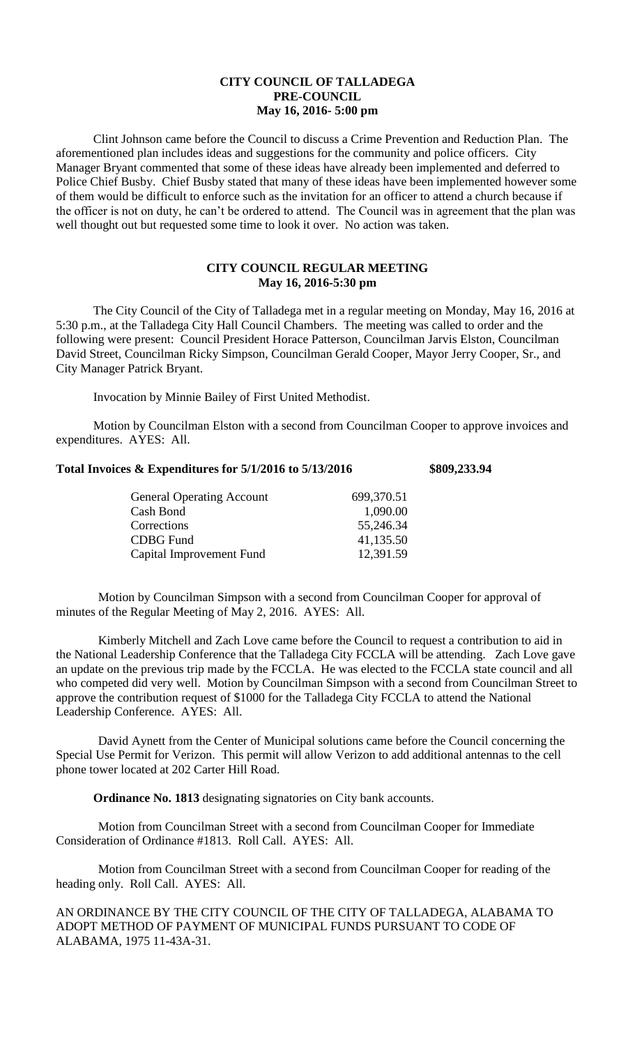**CITY COUNCIL OF TALLADEGA**
**PRE-COUNCIL**
**May 16, 2016- 5:00 pm**

Clint Johnson came before the Council to discuss a Crime Prevention and Reduction Plan. The aforementioned plan includes ideas and suggestions for the community and police officers. City Manager Bryant commented that some of these ideas have already been implemented and deferred to Police Chief Busby. Chief Busby stated that many of these ideas have been implemented however some of them would be difficult to enforce such as the invitation for an officer to attend a church because if the officer is not on duty, he can't be ordered to attend. The Council was in agreement that the plan was well thought out but requested some time to look it over. No action was taken.

**CITY COUNCIL REGULAR MEETING**
**May 16, 2016-5:30 pm**

The City Council of the City of Talladega met in a regular meeting on Monday, May 16, 2016 at 5:30 p.m., at the Talladega City Hall Council Chambers. The meeting was called to order and the following were present: Council President Horace Patterson, Councilman Jarvis Elston, Councilman David Street, Councilman Ricky Simpson, Councilman Gerald Cooper, Mayor Jerry Cooper, Sr., and City Manager Patrick Bryant.

Invocation by Minnie Bailey of First United Methodist.

Motion by Councilman Elston with a second from Councilman Cooper to approve invoices and expenditures. AYES: All.

**Total Invoices & Expenditures for 5/1/2016 to 5/13/2016 $809,233.94**

| | |
|---|---|
| General Operating Account | 699,370.51 |
| Cash Bond | 1,090.00 |
| Corrections | 55,246.34 |
| CDBG Fund | 41,135.50 |
| Capital Improvement Fund | 12,391.59 |

Motion by Councilman Simpson with a second from Councilman Cooper for approval of minutes of the Regular Meeting of May 2, 2016. AYES: All.

Kimberly Mitchell and Zach Love came before the Council to request a contribution to aid in the National Leadership Conference that the Talladega City FCCLA will be attending. Zach Love gave an update on the previous trip made by the FCCLA. He was elected to the FCCLA state council and all who competed did very well. Motion by Councilman Simpson with a second from Councilman Street to approve the contribution request of $1000 for the Talladega City FCCLA to attend the National Leadership Conference. AYES: All.

David Aynett from the Center of Municipal solutions came before the Council concerning the Special Use Permit for Verizon. This permit will allow Verizon to add additional antennas to the cell phone tower located at 202 Carter Hill Road.

**Ordinance No. 1813** designating signatories on City bank accounts.

Motion from Councilman Street with a second from Councilman Cooper for Immediate Consideration of Ordinance #1813. Roll Call. AYES: All.

Motion from Councilman Street with a second from Councilman Cooper for reading of the heading only. Roll Call. AYES: All.

AN ORDINANCE BY THE CITY COUNCIL OF THE CITY OF TALLADEGA, ALABAMA TO ADOPT METHOD OF PAYMENT OF MUNICIPAL FUNDS PURSUANT TO CODE OF ALABAMA, 1975 11-43A-31.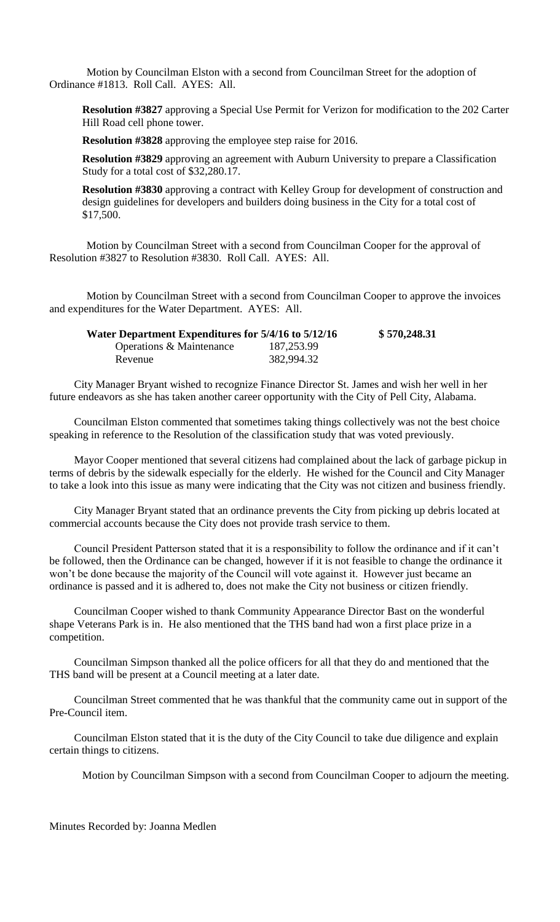Motion by Councilman Elston with a second from Councilman Street for the adoption of Ordinance #1813. Roll Call. AYES: All.

**Resolution #3827** approving a Special Use Permit for Verizon for modification to the 202 Carter Hill Road cell phone tower.

**Resolution #3828** approving the employee step raise for 2016.

**Resolution #3829** approving an agreement with Auburn University to prepare a Classification Study for a total cost of $32,280.17.

**Resolution #3830** approving a contract with Kelley Group for development of construction and design guidelines for developers and builders doing business in the City for a total cost of $17,500.

Motion by Councilman Street with a second from Councilman Cooper for the approval of Resolution #3827 to Resolution #3830. Roll Call. AYES: All.

Motion by Councilman Street with a second from Councilman Cooper to approve the invoices and expenditures for the Water Department. AYES: All.

| **Water Department Expenditures for 5/4/16 to 5/12/16** | | **$ 570,248.31** |
|---|---|---|
| Operations & Maintenance | 187,253.99 | |
| Revenue | 382,994.32 | |

City Manager Bryant wished to recognize Finance Director St. James and wish her well in her future endeavors as she has taken another career opportunity with the City of Pell City, Alabama.

Councilman Elston commented that sometimes taking things collectively was not the best choice speaking in reference to the Resolution of the classification study that was voted previously.

Mayor Cooper mentioned that several citizens had complained about the lack of garbage pickup in terms of debris by the sidewalk especially for the elderly. He wished for the Council and City Manager to take a look into this issue as many were indicating that the City was not citizen and business friendly.

City Manager Bryant stated that an ordinance prevents the City from picking up debris located at commercial accounts because the City does not provide trash service to them.

Council President Patterson stated that it is a responsibility to follow the ordinance and if it can't be followed, then the Ordinance can be changed, however if it is not feasible to change the ordinance it won't be done because the majority of the Council will vote against it. However just became an ordinance is passed and it is adhered to, does not make the City not business or citizen friendly.

Councilman Cooper wished to thank Community Appearance Director Bast on the wonderful shape Veterans Park is in. He also mentioned that the THS band had won a first place prize in a competition.

Councilman Simpson thanked all the police officers for all that they do and mentioned that the THS band will be present at a Council meeting at a later date.

Councilman Street commented that he was thankful that the community came out in support of the Pre-Council item.

Councilman Elston stated that it is the duty of the City Council to take due diligence and explain certain things to citizens.

Motion by Councilman Simpson with a second from Councilman Cooper to adjourn the meeting.

Minutes Recorded by: Joanna Medlen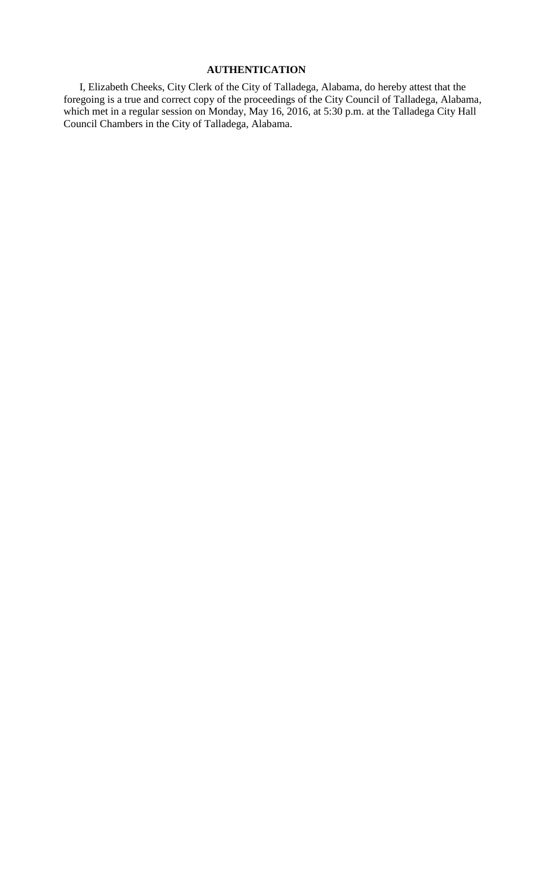# AUTHENTICATION

I, Elizabeth Cheeks, City Clerk of the City of Talladega, Alabama, do hereby attest that the foregoing is a true and correct copy of the proceedings of the City Council of Talladega, Alabama, which met in a regular session on Monday, May 16, 2016, at 5:30 p.m. at the Talladega City Hall Council Chambers in the City of Talladega, Alabama.